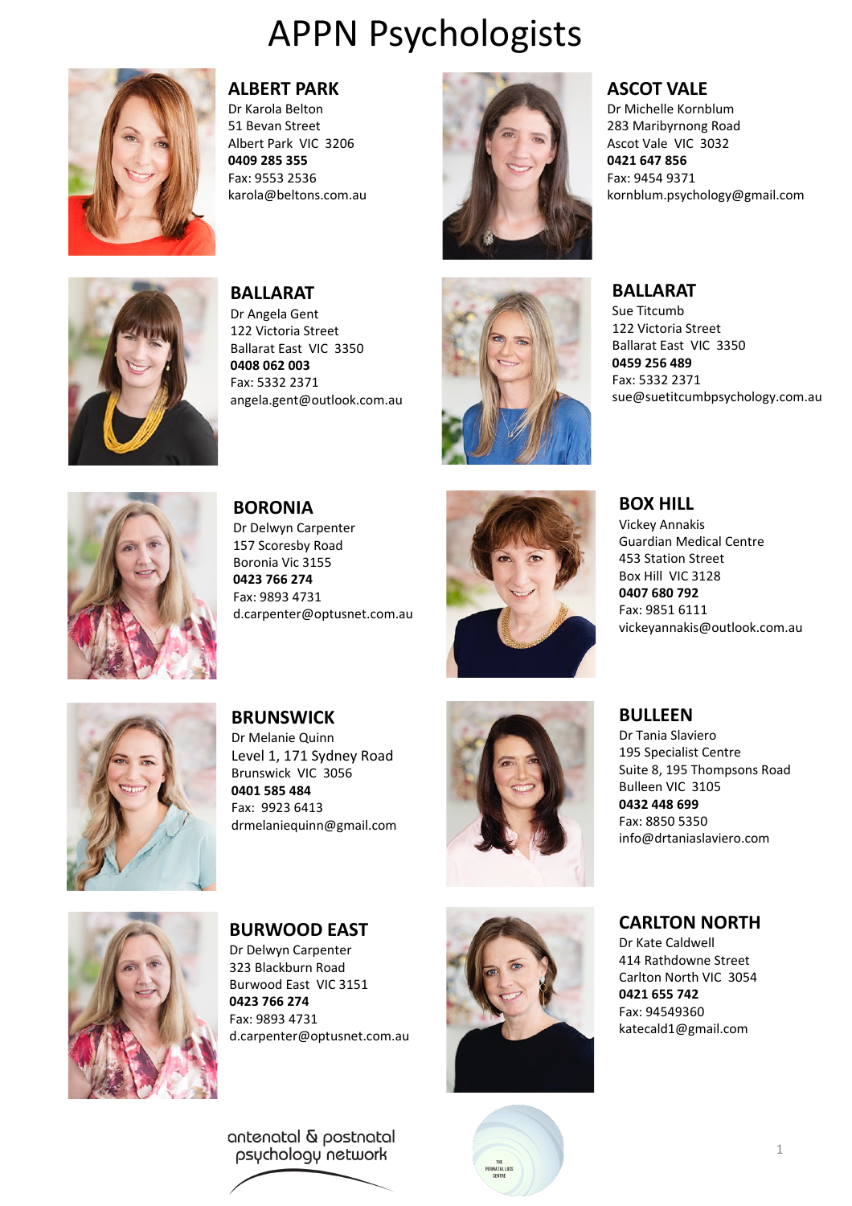# APPN Psychologists

## ALBERT PARK

Dr Karola Belton
51 Bevan Street
Albert Park VIC 3206
**0409 285 355**
Fax: 9553 2536
karola@beltons.com.au

## ASCOT VALE

Dr Michelle Kornblum
283 Maribyrnong Road
Ascot Vale VIC 3032
**0421 647 856**
Fax: 9454 9371
kornblum.psychology@gmail.com

## BALLARAT

Dr Angela Gent
122 Victoria Street
Ballarat East VIC 3350
**0408 062 003**
Fax: 5332 2371
angela.gent@outlook.com.au

## BALLARAT

Sue Titcumb
122 Victoria Street
Ballarat East VIC 3350
**0459 256 489**
Fax: 5332 2371
sue@suetitcumbpsychology.com.au

## BORONIA

Dr Delwyn Carpenter
157 Scoresby Road
Boronia Vic 3155
**0423 766 274**
Fax: 9893 4731
d.carpenter@optusnet.com.au

## BOX HILL

Vickey Annakis
Guardian Medical Centre
453 Station Street
Box Hill VIC 3128
**0407 680 792**
Fax: 9851 6111
vickeyannakis@outlook.com.au

## BRUNSWICK

Dr Melanie Quinn
Level 1, 171 Sydney Road
Brunswick VIC 3056
**0401 585 484**
Fax: 9923 6413
drmelaniequinn@gmail.com

## BULLEEN

Dr Tania Slaviero
195 Specialist Centre
Suite 8, 195 Thompsons Road
Bulleen VIC 3105
**0432 448 699**
Fax: 8850 5350
info@drtaniaslaviero.com

## BURWOOD EAST

Dr Delwyn Carpenter
323 Blackburn Road
Burwood East VIC 3151
**0423 766 274**
Fax: 9893 4731
d.carpenter@optusnet.com.au

## CARLTON NORTH

Dr Kate Caldwell
414 Rathdowne Street
Carlton North VIC 3054
**0421 655 742**
Fax: 94549360
katecald1@gmail.com

antenatal & postnatal psychology network

THE PERINATAL LOSS CENTRE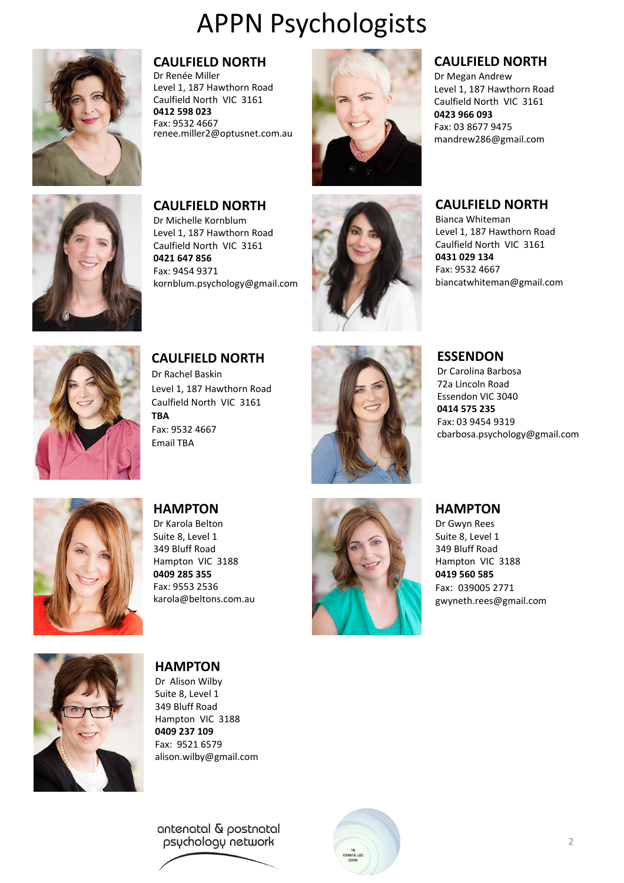# APPN Psychologists

## CAULFIELD NORTH

Dr Renée Miller
Level 1, 187 Hawthorn Road
Caulfield North VIC 3161
**0412 598 023**
Fax: 9532 4667
renee.miller2@optusnet.com.au

## CAULFIELD NORTH

Dr Megan Andrew
Level 1, 187 Hawthorn Road
Caulfield North VIC 3161
**0423 966 093**
Fax: 03 8677 9475
mandrew286@gmail.com

## CAULFIELD NORTH

Dr Michelle Kornblum
Level 1, 187 Hawthorn Road
Caulfield North VIC 3161
**0421 647 856**
Fax: 9454 9371
kornblum.psychology@gmail.com

## CAULFIELD NORTH

Bianca Whiteman
Level 1, 187 Hawthorn Road
Caulfield North VIC 3161
**0431 029 134**
Fax: 9532 4667
biancatwhiteman@gmail.com

## CAULFIELD NORTH

Dr Rachel Baskin
Level 1, 187 Hawthorn Road
Caulfield North VIC 3161
**TBA**
Fax: 9532 4667
Email TBA

## ESSENDON

Dr Carolina Barbosa
72a Lincoln Road
Essendon VIC 3040
**0414 575 235**
Fax: 03 9454 9319
cbarbosa.psychology@gmail.com

## HAMPTON

Dr Karola Belton
Suite 8, Level 1
349 Bluff Road
Hampton VIC 3188
**0409 285 355**
Fax: 9553 2536
karola@beltons.com.au

## HAMPTON

Dr Gwyn Rees
Suite 8, Level 1
349 Bluff Road
Hampton VIC 3188
**0419 560 585**
Fax: 039005 2771
gwyneth.rees@gmail.com

## HAMPTON

Dr Alison Wilby
Suite 8, Level 1
349 Bluff Road
Hampton VIC 3188
**0409 237 109**
Fax: 9521 6579
alison.wilby@gmail.com

antenatal & postnatal psychology network

THE PERINATAL LOSS CENTRE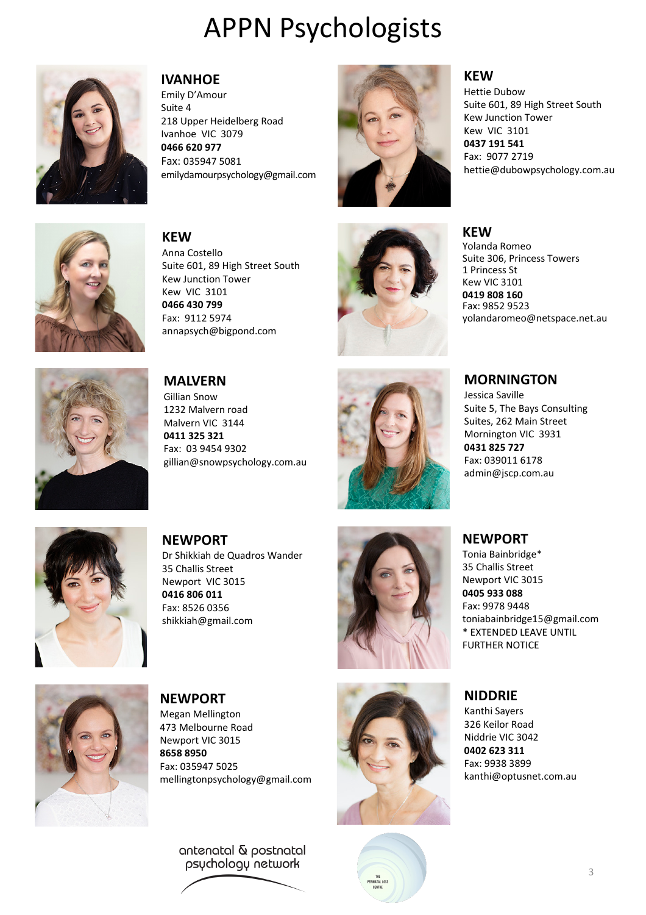# APPN Psychologists

## IVANHOE

Emily D'Amour
Suite 4
218 Upper Heidelberg Road
Ivanhoe VIC 3079
**0466 620 977**
Fax: 035947 5081
emilydamourpsychology@gmail.com

## KEW

Hettie Dubow
Suite 601, 89 High Street South
Kew Junction Tower
Kew VIC 3101
**0437 191 541**
Fax: 9077 2719
hettie@dubowpsychology.com.au

## KEW

Anna Costello
Suite 601, 89 High Street South
Kew Junction Tower
Kew VIC 3101
**0466 430 799**
Fax: 9112 5974
annapsych@bigpond.com

## KEW

Yolanda Romeo
Suite 306, Princess Towers
1 Princess St
Kew VIC 3101
**0419 808 160**
Fax: 9852 9523
yolandaromeo@netspace.net.au

## MALVERN

Gillian Snow
1232 Malvern road
Malvern VIC 3144
**0411 325 321**
Fax: 03 9454 9302
gillian@snowpsychology.com.au

## MORNINGTON

Jessica Saville
Suite 5, The Bays Consulting
Suites, 262 Main Street
Mornington VIC 3931
**0431 825 727**
Fax: 039011 6178
admin@jscp.com.au

## NEWPORT

Dr Shikkiah de Quadros Wander
35 Challis Street
Newport VIC 3015
**0416 806 011**
Fax: 8526 0356
shikkiah@gmail.com

## NEWPORT

Tonia Bainbridge*
35 Challis Street
Newport VIC 3015
**0405 933 088**
Fax: 9978 9448
toniabainbridge15@gmail.com
* EXTENDED LEAVE UNTIL FURTHER NOTICE

## NEWPORT

Megan Mellington
473 Melbourne Road
Newport VIC 3015
**8658 8950**
Fax: 035947 5025
mellingtonpsychology@gmail.com

## NIDDRIE

Kanthi Sayers
326 Keilor Road
Niddrie VIC 3042
**0402 623 311**
Fax: 9938 3899
kanthi@optusnet.com.au

antenatal & postnatal psychology network

THE PERINATAL LOSS CENTRE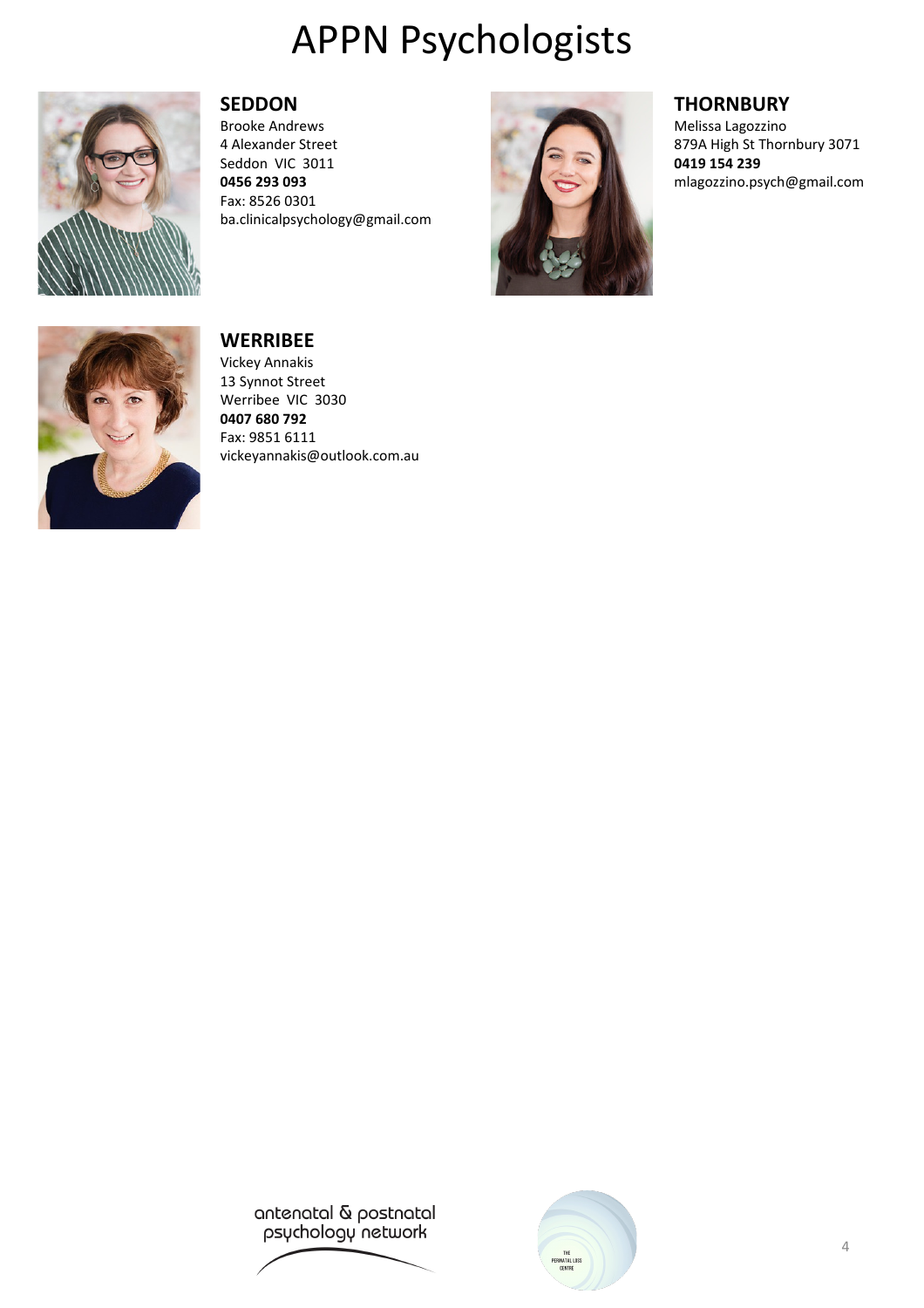# APPN Psychologists

## SEDDON

Brooke Andrews
4 Alexander Street
Seddon VIC 3011
**0456 293 093**
Fax: 8526 0301
ba.clinicalpsychology@gmail.com

## THORNBURY

Melissa Lagozzino
879A High St Thornbury 3071
**0419 154 239**
mlagozzino.psych@gmail.com

## WERRIBEE

Vickey Annakis
13 Synnot Street
Werribee VIC 3030
**0407 680 792**
Fax: 9851 6111
vickeyannakis@outlook.com.au

antenatal & postnatal psychology network

THE PERINATAL LOSS CENTRE